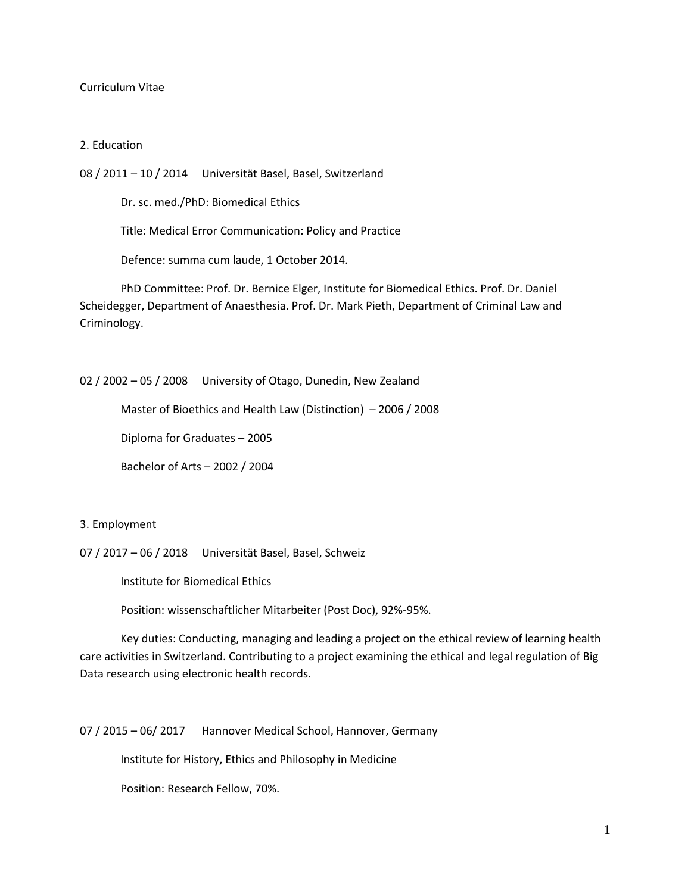Curriculum Vitae

## 2. Education

08 / 2011 – 10 / 2014 Universität Basel, Basel, Switzerland

Dr. sc. med./PhD: Biomedical Ethics

Title: Medical Error Communication: Policy and Practice

Defence: summa cum laude, 1 October 2014.

PhD Committee: Prof. Dr. Bernice Elger, Institute for Biomedical Ethics. Prof. Dr. Daniel Scheidegger, Department of Anaesthesia. Prof. Dr. Mark Pieth, Department of Criminal Law and Criminology.

02 / 2002 – 05 / 2008 University of Otago, Dunedin, New Zealand

Master of Bioethics and Health Law (Distinction) – 2006 / 2008

Diploma for Graduates – 2005

Bachelor of Arts – 2002 / 2004

## 3. Employment

07 / 2017 – 06 / 2018 Universität Basel, Basel, Schweiz

Institute for Biomedical Ethics

Position: wissenschaftlicher Mitarbeiter (Post Doc), 92%-95%.

Key duties: Conducting, managing and leading a project on the ethical review of learning health care activities in Switzerland. Contributing to a project examining the ethical and legal regulation of Big Data research using electronic health records.

07 / 2015 – 06/ 2017 Hannover Medical School, Hannover, Germany

Institute for History, Ethics and Philosophy in Medicine

Position: Research Fellow, 70%.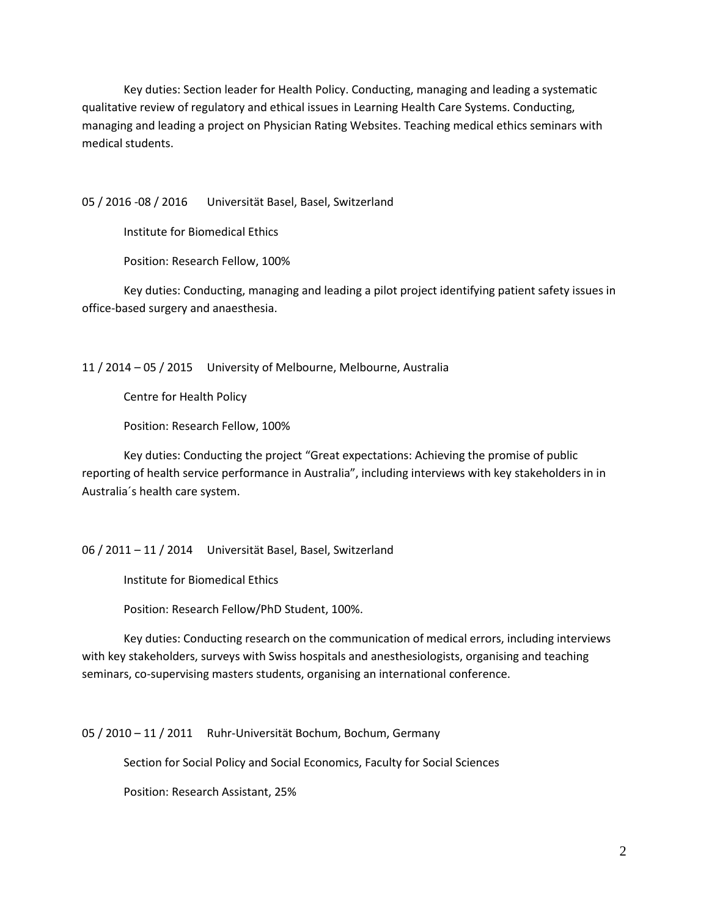Key duties: Section leader for Health Policy. Conducting, managing and leading a systematic qualitative review of regulatory and ethical issues in Learning Health Care Systems. Conducting, managing and leading a project on Physician Rating Websites. Teaching medical ethics seminars with medical students.

05 / 2016 -08 / 2016 Universität Basel, Basel, Switzerland

Institute for Biomedical Ethics

Position: Research Fellow, 100%

Key duties: Conducting, managing and leading a pilot project identifying patient safety issues in office-based surgery and anaesthesia.

11 / 2014 – 05 / 2015 University of Melbourne, Melbourne, Australia

Centre for Health Policy

Position: Research Fellow, 100%

Key duties: Conducting the project "Great expectations: Achieving the promise of public reporting of health service performance in Australia", including interviews with key stakeholders in in Australia´s health care system.

06 / 2011 – 11 / 2014 Universität Basel, Basel, Switzerland

Institute for Biomedical Ethics

Position: Research Fellow/PhD Student, 100%.

Key duties: Conducting research on the communication of medical errors, including interviews with key stakeholders, surveys with Swiss hospitals and anesthesiologists, organising and teaching seminars, co-supervising masters students, organising an international conference.

05 / 2010 – 11 / 2011 Ruhr-Universität Bochum, Bochum, Germany

Section for Social Policy and Social Economics, Faculty for Social Sciences

Position: Research Assistant, 25%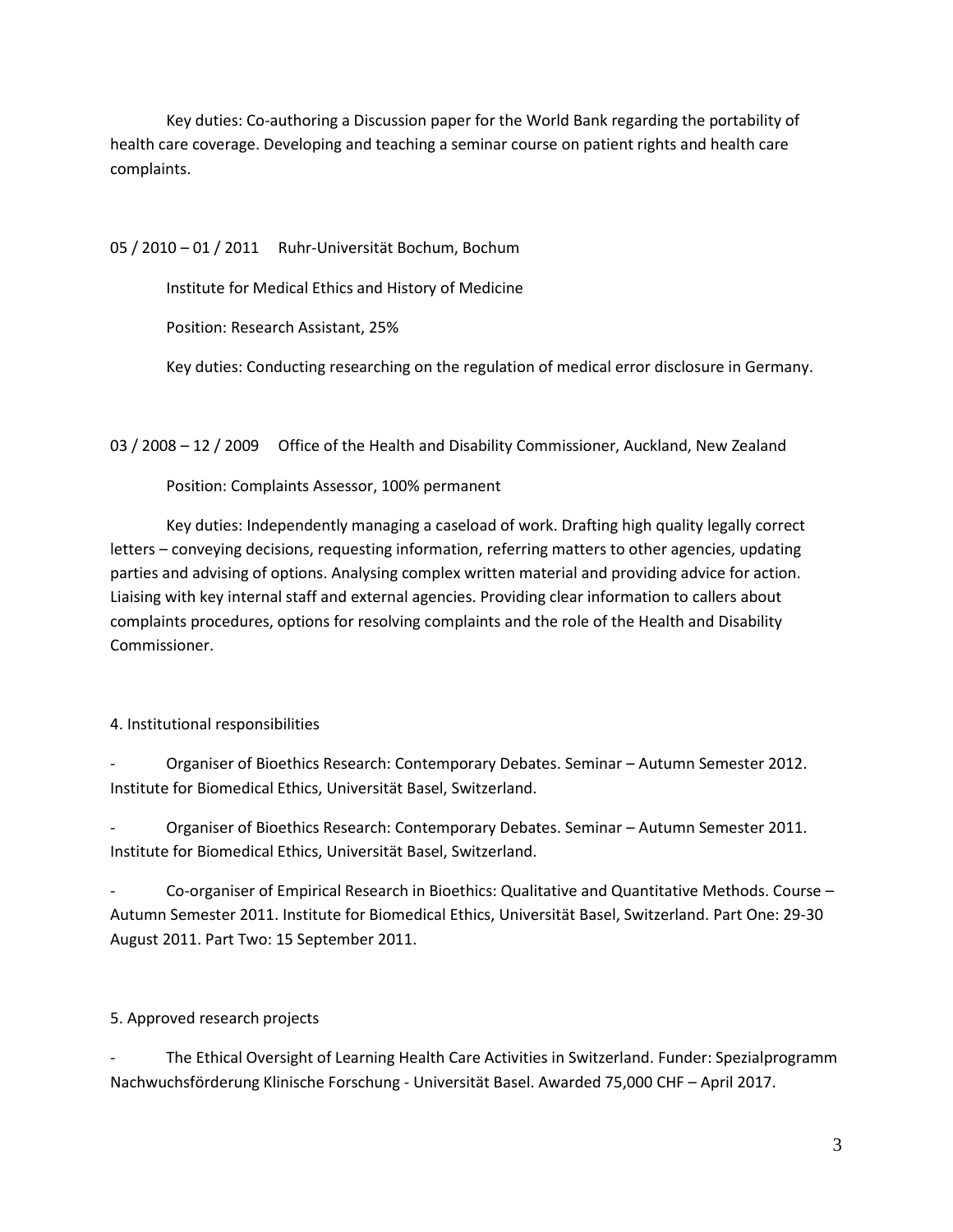Key duties: Co-authoring a Discussion paper for the World Bank regarding the portability of health care coverage. Developing and teaching a seminar course on patient rights and health care complaints.

05 / 2010 – 01 / 2011 Ruhr-Universität Bochum, Bochum

Institute for Medical Ethics and History of Medicine

Position: Research Assistant, 25%

Key duties: Conducting researching on the regulation of medical error disclosure in Germany.

03 / 2008 – 12 / 2009 Office of the Health and Disability Commissioner, Auckland, New Zealand

Position: Complaints Assessor, 100% permanent

Key duties: Independently managing a caseload of work. Drafting high quality legally correct letters – conveying decisions, requesting information, referring matters to other agencies, updating parties and advising of options. Analysing complex written material and providing advice for action. Liaising with key internal staff and external agencies. Providing clear information to callers about complaints procedures, options for resolving complaints and the role of the Health and Disability Commissioner.

## 4. Institutional responsibilities

- Organiser of Bioethics Research: Contemporary Debates. Seminar – Autumn Semester 2012. Institute for Biomedical Ethics, Universität Basel, Switzerland.
- Organiser of Bioethics Research: Contemporary Debates. Seminar – Autumn Semester 2011. Institute for Biomedical Ethics, Universität Basel, Switzerland.
- Co-organiser of Empirical Research in Bioethics: Qualitative and Quantitative Methods. Course – Autumn Semester 2011. Institute for Biomedical Ethics, Universität Basel, Switzerland. Part One: 29-30 August 2011. Part Two: 15 September 2011.

## 5. Approved research projects

- The Ethical Oversight of Learning Health Care Activities in Switzerland. Funder: Spezialprogramm Nachwuchsförderung Klinische Forschung - Universität Basel. Awarded 75,000 CHF – April 2017.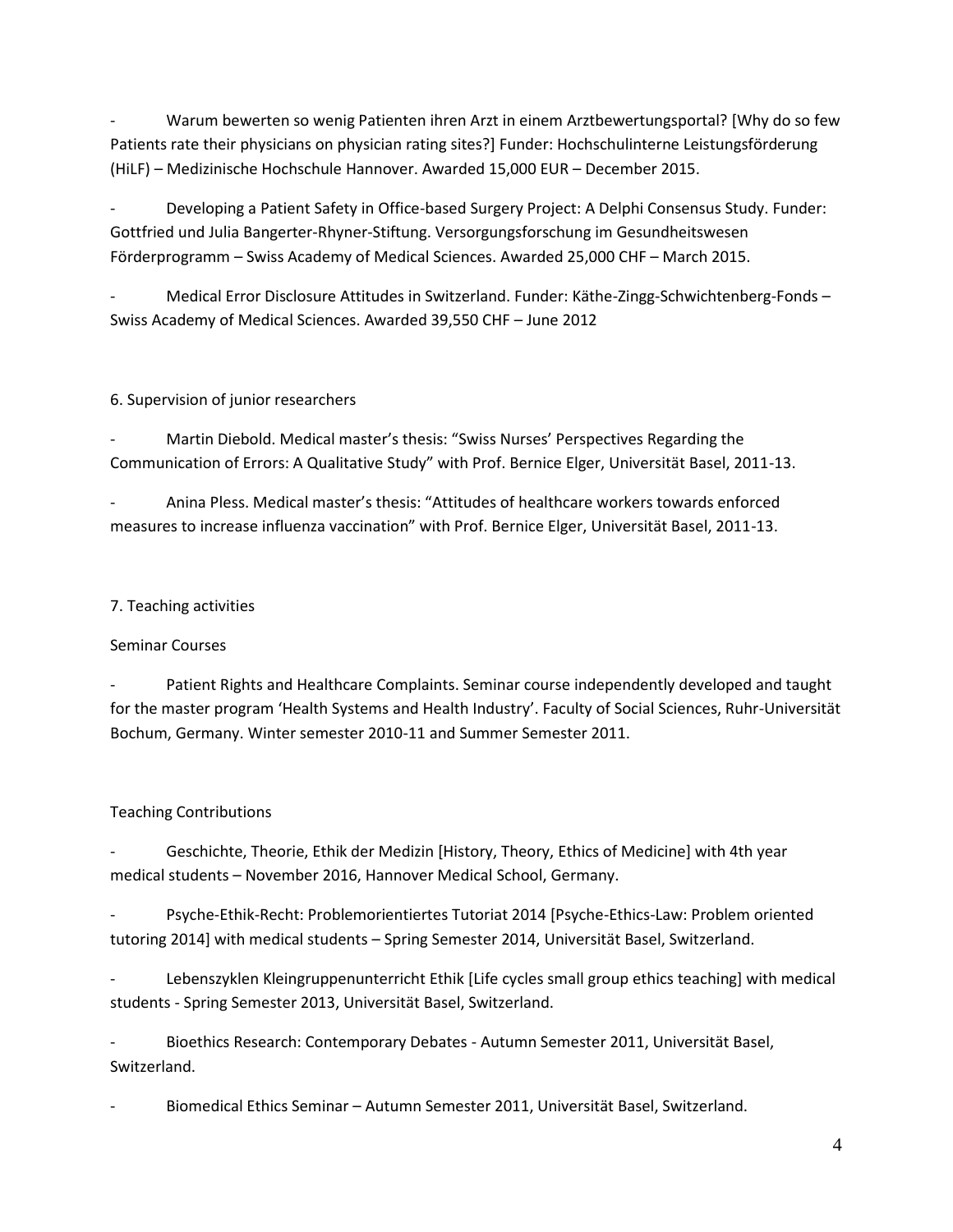- Warum bewerten so wenig Patienten ihren Arzt in einem Arztbewertungsportal? [Why do so few Patients rate their physicians on physician rating sites?] Funder: Hochschulinterne Leistungsförderung (HiLF) – Medizinische Hochschule Hannover. Awarded 15,000 EUR – December 2015.

- Developing a Patient Safety in Office-based Surgery Project: A Delphi Consensus Study. Funder: Gottfried und Julia Bangerter-Rhyner-Stiftung. Versorgungsforschung im Gesundheitswesen Förderprogramm – Swiss Academy of Medical Sciences. Awarded 25,000 CHF – March 2015.

- Medical Error Disclosure Attitudes in Switzerland. Funder: Käthe-Zingg-Schwichtenberg-Fonds – Swiss Academy of Medical Sciences. Awarded 39,550 CHF – June 2012

## 6. Supervision of junior researchers

- Martin Diebold. Medical master's thesis: "Swiss Nurses' Perspectives Regarding the Communication of Errors: A Qualitative Study" with Prof. Bernice Elger, Universität Basel, 2011-13.

- Anina Pless. Medical master's thesis: "Attitudes of healthcare workers towards enforced measures to increase influenza vaccination" with Prof. Bernice Elger, Universität Basel, 2011-13.

## 7. Teaching activities

### Seminar Courses

- Patient Rights and Healthcare Complaints. Seminar course independently developed and taught for the master program 'Health Systems and Health Industry'. Faculty of Social Sciences, Ruhr-Universität Bochum, Germany. Winter semester 2010-11 and Summer Semester 2011.

### Teaching Contributions

- Geschichte, Theorie, Ethik der Medizin [History, Theory, Ethics of Medicine] with 4th year medical students – November 2016, Hannover Medical School, Germany.

- Psyche-Ethik-Recht: Problemorientiertes Tutoriat 2014 [Psyche-Ethics-Law: Problem oriented tutoring 2014] with medical students – Spring Semester 2014, Universität Basel, Switzerland.

- Lebenszyklen Kleingruppenunterricht Ethik [Life cycles small group ethics teaching] with medical students - Spring Semester 2013, Universität Basel, Switzerland.

- Bioethics Research: Contemporary Debates - Autumn Semester 2011, Universität Basel, Switzerland.

- Biomedical Ethics Seminar – Autumn Semester 2011, Universität Basel, Switzerland.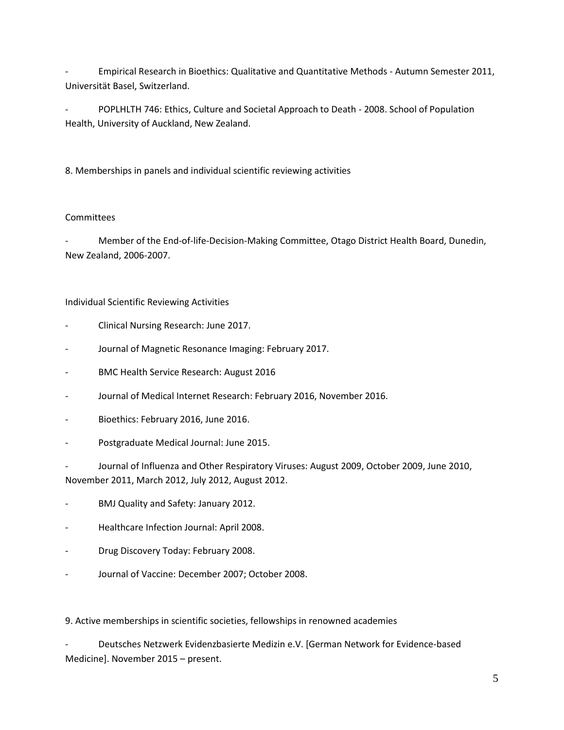- Empirical Research in Bioethics: Qualitative and Quantitative Methods - Autumn Semester 2011, Universität Basel, Switzerland.
- POPLHLTH 746: Ethics, Culture and Societal Approach to Death - 2008. School of Population Health, University of Auckland, New Zealand.

## 8. Memberships in panels and individual scientific reviewing activities

### Committees

- Member of the End-of-life-Decision-Making Committee, Otago District Health Board, Dunedin, New Zealand, 2006-2007.

### Individual Scientific Reviewing Activities

- Clinical Nursing Research: June 2017.
- Journal of Magnetic Resonance Imaging: February 2017.
- BMC Health Service Research: August 2016
- Journal of Medical Internet Research: February 2016, November 2016.
- Bioethics: February 2016, June 2016.
- Postgraduate Medical Journal: June 2015.
- Journal of Influenza and Other Respiratory Viruses: August 2009, October 2009, June 2010, November 2011, March 2012, July 2012, August 2012.
- BMJ Quality and Safety: January 2012.
- Healthcare Infection Journal: April 2008.
- Drug Discovery Today: February 2008.
- Journal of Vaccine: December 2007; October 2008.

## 9. Active memberships in scientific societies, fellowships in renowned academies

- Deutsches Netzwerk Evidenzbasierte Medizin e.V. [German Network for Evidence-based Medicine]. November 2015 – present.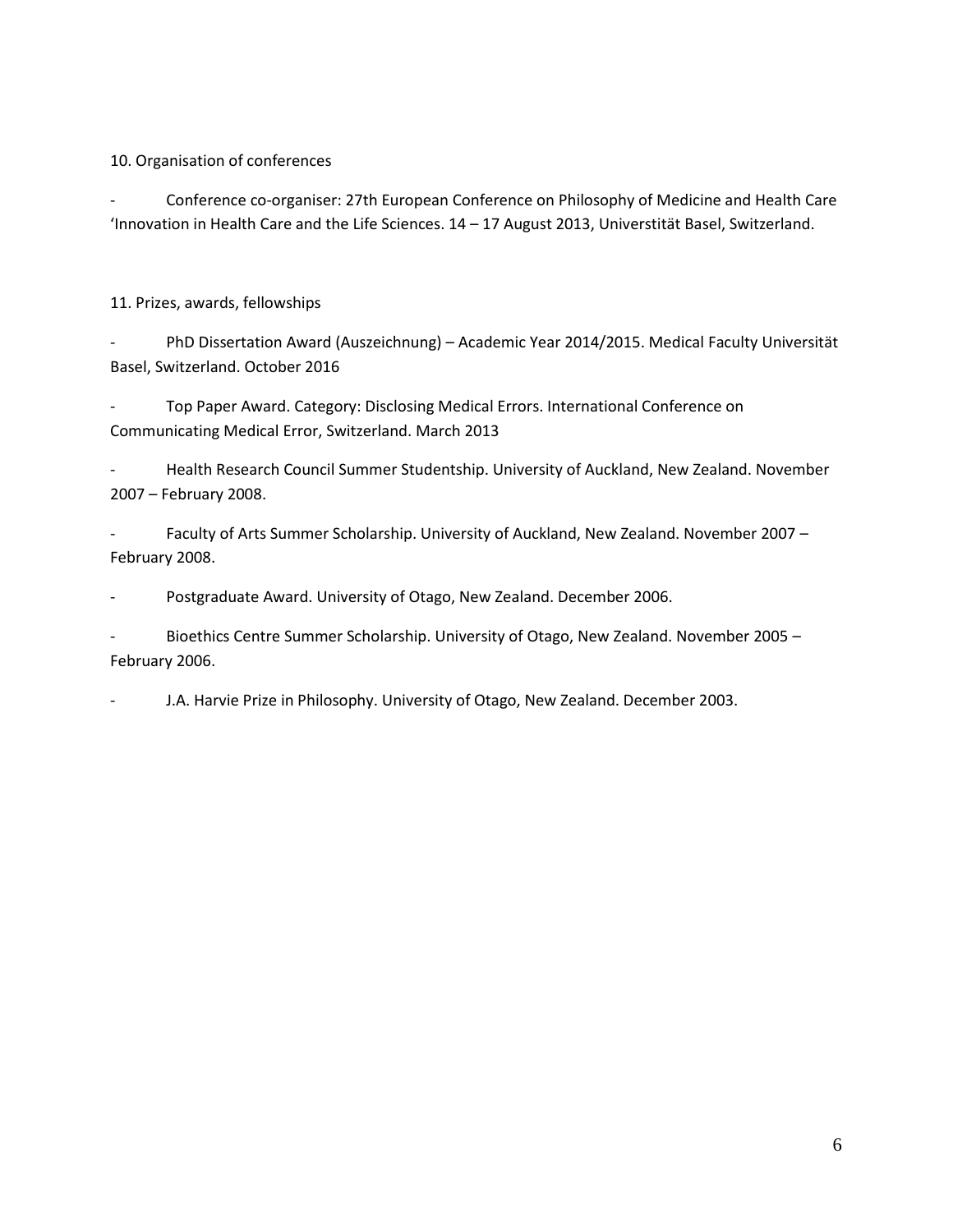10. Organisation of conferences

- Conference co-organiser: 27th European Conference on Philosophy of Medicine and Health Care 'Innovation in Health Care and the Life Sciences. 14 – 17 August 2013, Universtität Basel, Switzerland.

11. Prizes, awards, fellowships

- PhD Dissertation Award (Auszeichnung) – Academic Year 2014/2015. Medical Faculty Universität Basel, Switzerland. October 2016
- Top Paper Award. Category: Disclosing Medical Errors. International Conference on Communicating Medical Error, Switzerland. March 2013
- Health Research Council Summer Studentship. University of Auckland, New Zealand. November 2007 – February 2008.
- Faculty of Arts Summer Scholarship. University of Auckland, New Zealand. November 2007 – February 2008.
- Postgraduate Award. University of Otago, New Zealand. December 2006.
- Bioethics Centre Summer Scholarship. University of Otago, New Zealand. November 2005 – February 2006.
- J.A. Harvie Prize in Philosophy. University of Otago, New Zealand. December 2003.